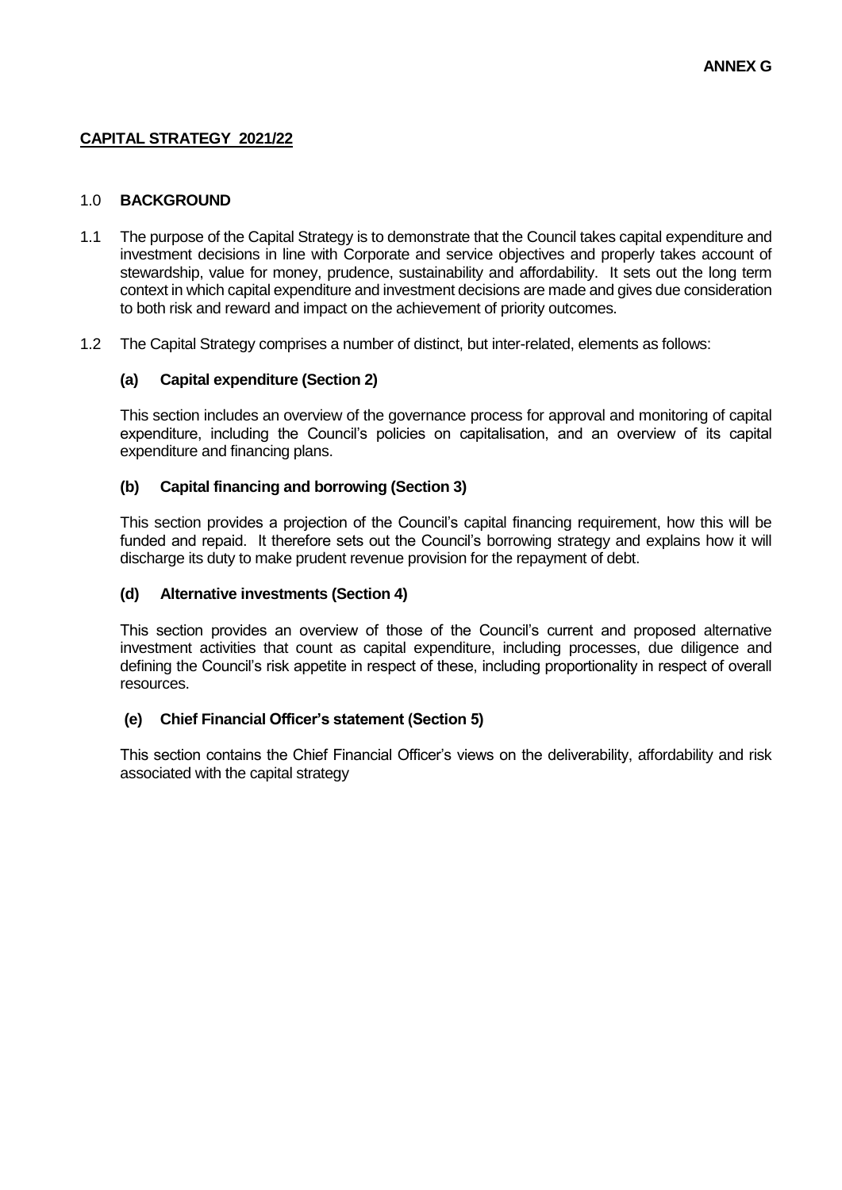**ANNEX G**

# CAPITAL STRATEGY 2021/22

## 1.0 BACKGROUND

1.1 The purpose of the Capital Strategy is to demonstrate that the Council takes capital expenditure and investment decisions in line with Corporate and service objectives and properly takes account of stewardship, value for money, prudence, sustainability and affordability. It sets out the long term context in which capital expenditure and investment decisions are made and gives due consideration to both risk and reward and impact on the achievement of priority outcomes.

1.2 The Capital Strategy comprises a number of distinct, but inter-related, elements as follows:

### (a) Capital expenditure (Section 2)

This section includes an overview of the governance process for approval and monitoring of capital expenditure, including the Council's policies on capitalisation, and an overview of its capital expenditure and financing plans.

### (b) Capital financing and borrowing (Section 3)

This section provides a projection of the Council's capital financing requirement, how this will be funded and repaid. It therefore sets out the Council's borrowing strategy and explains how it will discharge its duty to make prudent revenue provision for the repayment of debt.

### (d) Alternative investments (Section 4)

This section provides an overview of those of the Council's current and proposed alternative investment activities that count as capital expenditure, including processes, due diligence and defining the Council's risk appetite in respect of these, including proportionality in respect of overall resources.

### (e) Chief Financial Officer's statement (Section 5)

This section contains the Chief Financial Officer's views on the deliverability, affordability and risk associated with the capital strategy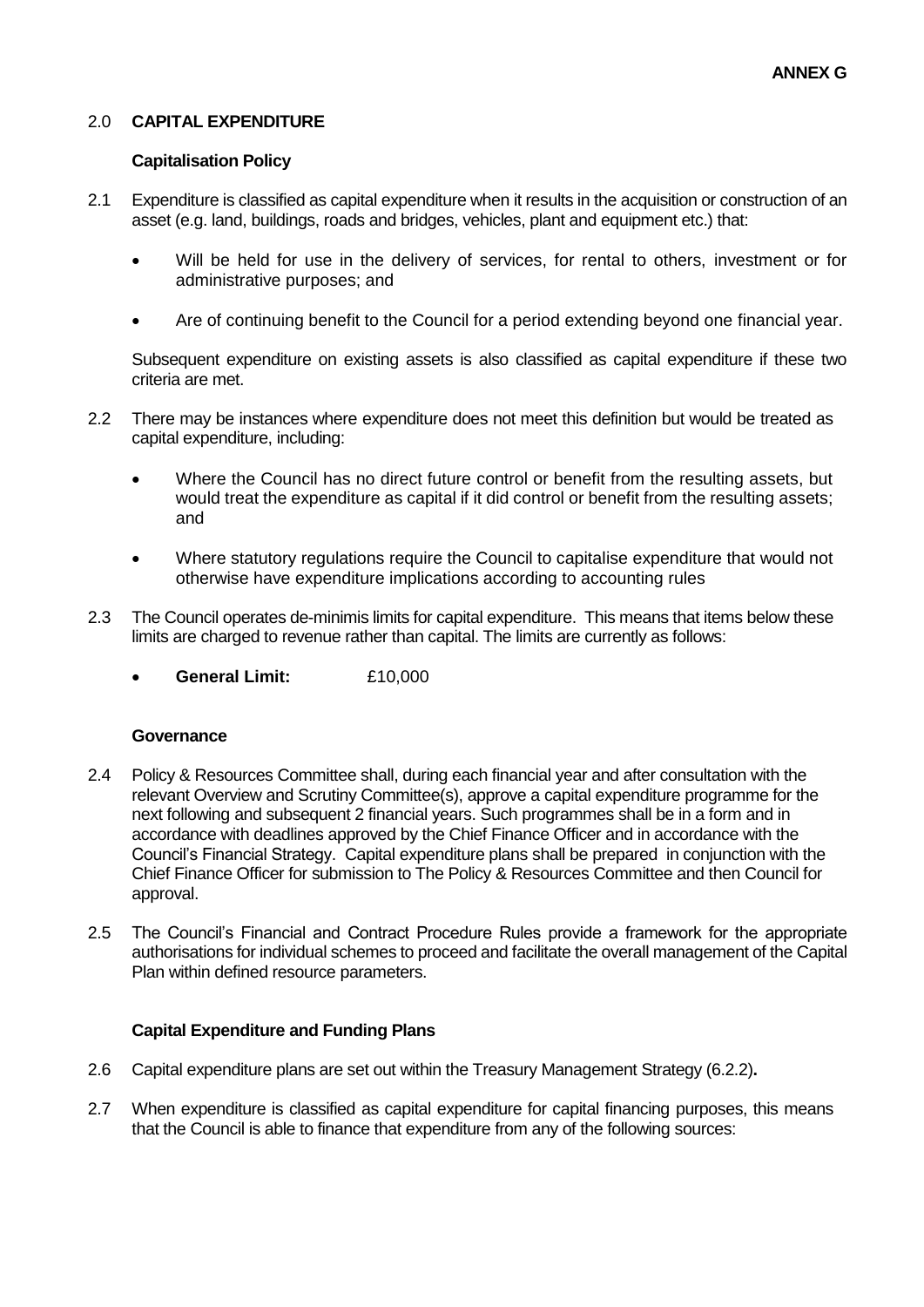**ANNEX G**

## 2.0 CAPITAL EXPENDITURE

### Capitalisation Policy

2.1 Expenditure is classified as capital expenditure when it results in the acquisition or construction of an asset (e.g. land, buildings, roads and bridges, vehicles, plant and equipment etc.) that:

- Will be held for use in the delivery of services, for rental to others, investment or for administrative purposes; and
- Are of continuing benefit to the Council for a period extending beyond one financial year.

Subsequent expenditure on existing assets is also classified as capital expenditure if these two criteria are met.

2.2 There may be instances where expenditure does not meet this definition but would be treated as capital expenditure, including:

- Where the Council has no direct future control or benefit from the resulting assets, but would treat the expenditure as capital if it did control or benefit from the resulting assets; and
- Where statutory regulations require the Council to capitalise expenditure that would not otherwise have expenditure implications according to accounting rules

2.3 The Council operates de-minimis limits for capital expenditure. This means that items below these limits are charged to revenue rather than capital. The limits are currently as follows:

- **General Limit:** £10,000

### Governance

2.4 Policy & Resources Committee shall, during each financial year and after consultation with the relevant Overview and Scrutiny Committee(s), approve a capital expenditure programme for the next following and subsequent 2 financial years. Such programmes shall be in a form and in accordance with deadlines approved by the Chief Finance Officer and in accordance with the Council's Financial Strategy. Capital expenditure plans shall be prepared in conjunction with the Chief Finance Officer for submission to The Policy & Resources Committee and then Council for approval.

2.5 The Council's Financial and Contract Procedure Rules provide a framework for the appropriate authorisations for individual schemes to proceed and facilitate the overall management of the Capital Plan within defined resource parameters.

### Capital Expenditure and Funding Plans

2.6 Capital expenditure plans are set out within the Treasury Management Strategy (6.2.2)**.**

2.7 When expenditure is classified as capital expenditure for capital financing purposes, this means that the Council is able to finance that expenditure from any of the following sources: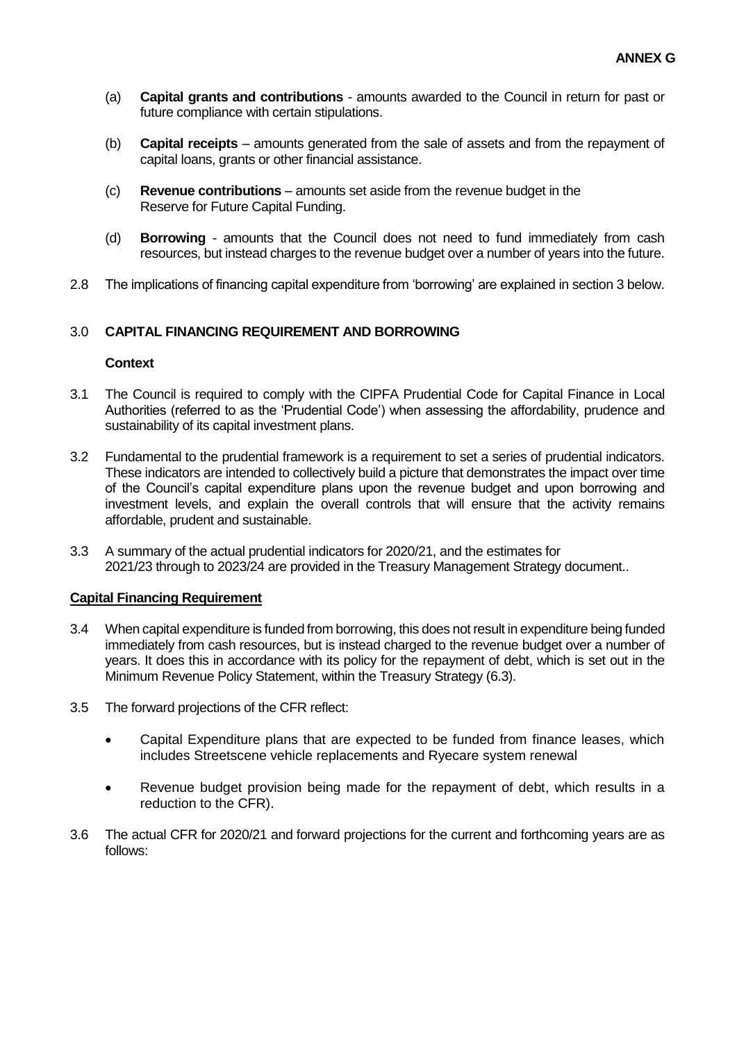- (a) **Capital grants and contributions** - amounts awarded to the Council in return for past or future compliance with certain stipulations.
- (b) **Capital receipts** – amounts generated from the sale of assets and from the repayment of capital loans, grants or other financial assistance.
- (c) **Revenue contributions** – amounts set aside from the revenue budget in the Reserve for Future Capital Funding.
- (d) **Borrowing** - amounts that the Council does not need to fund immediately from cash resources, but instead charges to the revenue budget over a number of years into the future.

2.8 The implications of financing capital expenditure from 'borrowing' are explained in section 3 below.

## 3.0 CAPITAL FINANCING REQUIREMENT AND BORROWING

**Context**

3.1 The Council is required to comply with the CIPFA Prudential Code for Capital Finance in Local Authorities (referred to as the 'Prudential Code') when assessing the affordability, prudence and sustainability of its capital investment plans.

3.2 Fundamental to the prudential framework is a requirement to set a series of prudential indicators. These indicators are intended to collectively build a picture that demonstrates the impact over time of the Council's capital expenditure plans upon the revenue budget and upon borrowing and investment levels, and explain the overall controls that will ensure that the activity remains affordable, prudent and sustainable.

3.3 A summary of the actual prudential indicators for 2020/21, and the estimates for 2021/23 through to 2023/24 are provided in the Treasury Management Strategy document..

**Capital Financing Requirement**

3.4 When capital expenditure is funded from borrowing, this does not result in expenditure being funded immediately from cash resources, but is instead charged to the revenue budget over a number of years. It does this in accordance with its policy for the repayment of debt, which is set out in the Minimum Revenue Policy Statement, within the Treasury Strategy (6.3).

3.5 The forward projections of the CFR reflect:

- Capital Expenditure plans that are expected to be funded from finance leases, which includes Streetscene vehicle replacements and Ryecare system renewal
- Revenue budget provision being made for the repayment of debt, which results in a reduction to the CFR).

3.6 The actual CFR for 2020/21 and forward projections for the current and forthcoming years are as follows: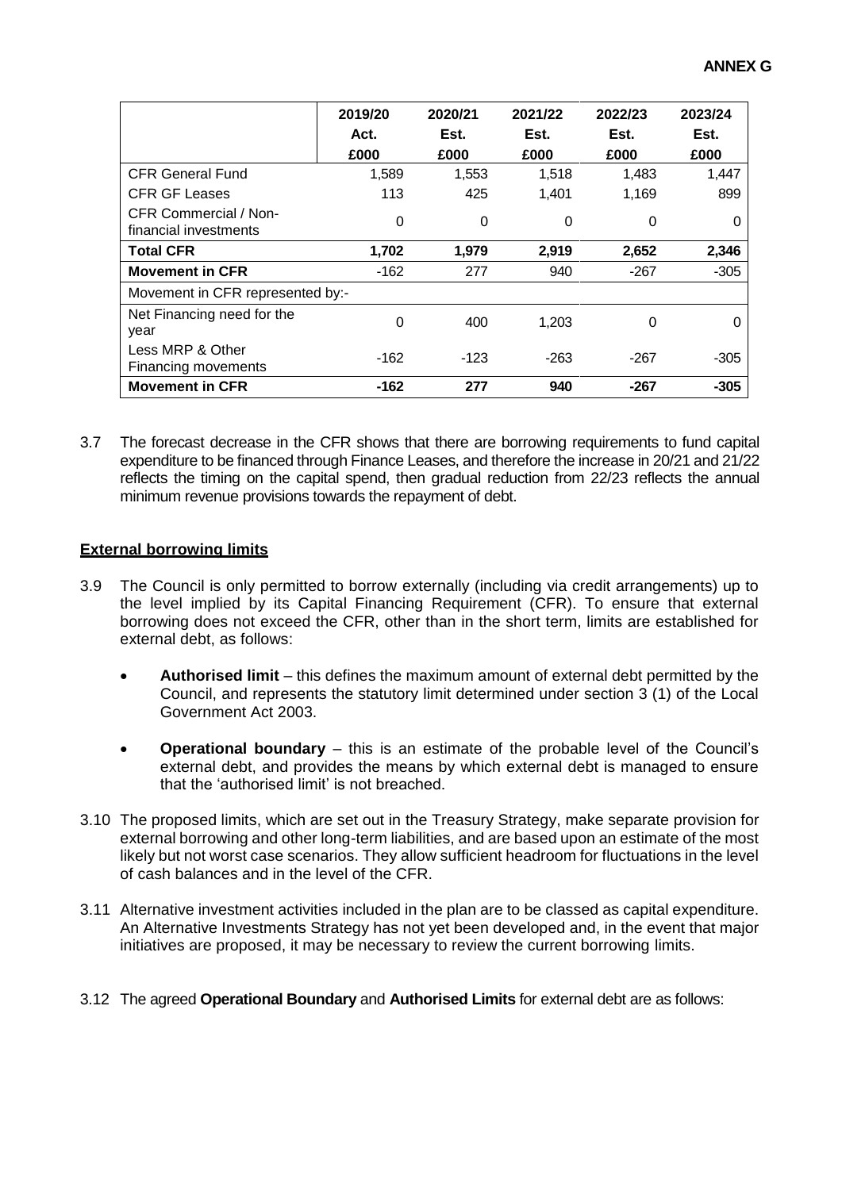**ANNEX G**

| | 2019/20 Act. £000 | 2020/21 Est. £000 | 2021/22 Est. £000 | 2022/23 Est. £000 | 2023/24 Est. £000 |
|---|---|---|---|---|---|
| CFR General Fund | 1,589 | 1,553 | 1,518 | 1,483 | 1,447 |
| CFR GF Leases | 113 | 425 | 1,401 | 1,169 | 899 |
| CFR Commercial / Non-financial investments | 0 | 0 | 0 | 0 | 0 |
| **Total CFR** | **1,702** | **1,979** | **2,919** | **2,652** | **2,346** |
| **Movement in CFR** | -162 | 277 | 940 | -267 | -305 |
| Movement in CFR represented by:- | | | | | |
| Net Financing need for the year | 0 | 400 | 1,203 | 0 | 0 |
| Less MRP & Other Financing movements | -162 | -123 | -263 | -267 | -305 |
| **Movement in CFR** | **-162** | **277** | **940** | **-267** | **-305** |

3.7 The forecast decrease in the CFR shows that there are borrowing requirements to fund capital expenditure to be financed through Finance Leases, and therefore the increase in 20/21 and 21/22 reflects the timing on the capital spend, then gradual reduction from 22/23 reflects the annual minimum revenue provisions towards the repayment of debt.

## External borrowing limits

3.9 The Council is only permitted to borrow externally (including via credit arrangements) up to the level implied by its Capital Financing Requirement (CFR). To ensure that external borrowing does not exceed the CFR, other than in the short term, limits are established for external debt, as follows:

- **Authorised limit** – this defines the maximum amount of external debt permitted by the Council, and represents the statutory limit determined under section 3 (1) of the Local Government Act 2003.
- **Operational boundary** – this is an estimate of the probable level of the Council's external debt, and provides the means by which external debt is managed to ensure that the 'authorised limit' is not breached.

3.10 The proposed limits, which are set out in the Treasury Strategy, make separate provision for external borrowing and other long-term liabilities, and are based upon an estimate of the most likely but not worst case scenarios. They allow sufficient headroom for fluctuations in the level of cash balances and in the level of the CFR.

3.11 Alternative investment activities included in the plan are to be classed as capital expenditure. An Alternative Investments Strategy has not yet been developed and, in the event that major initiatives are proposed, it may be necessary to review the current borrowing limits.

3.12 The agreed **Operational Boundary** and **Authorised Limits** for external debt are as follows: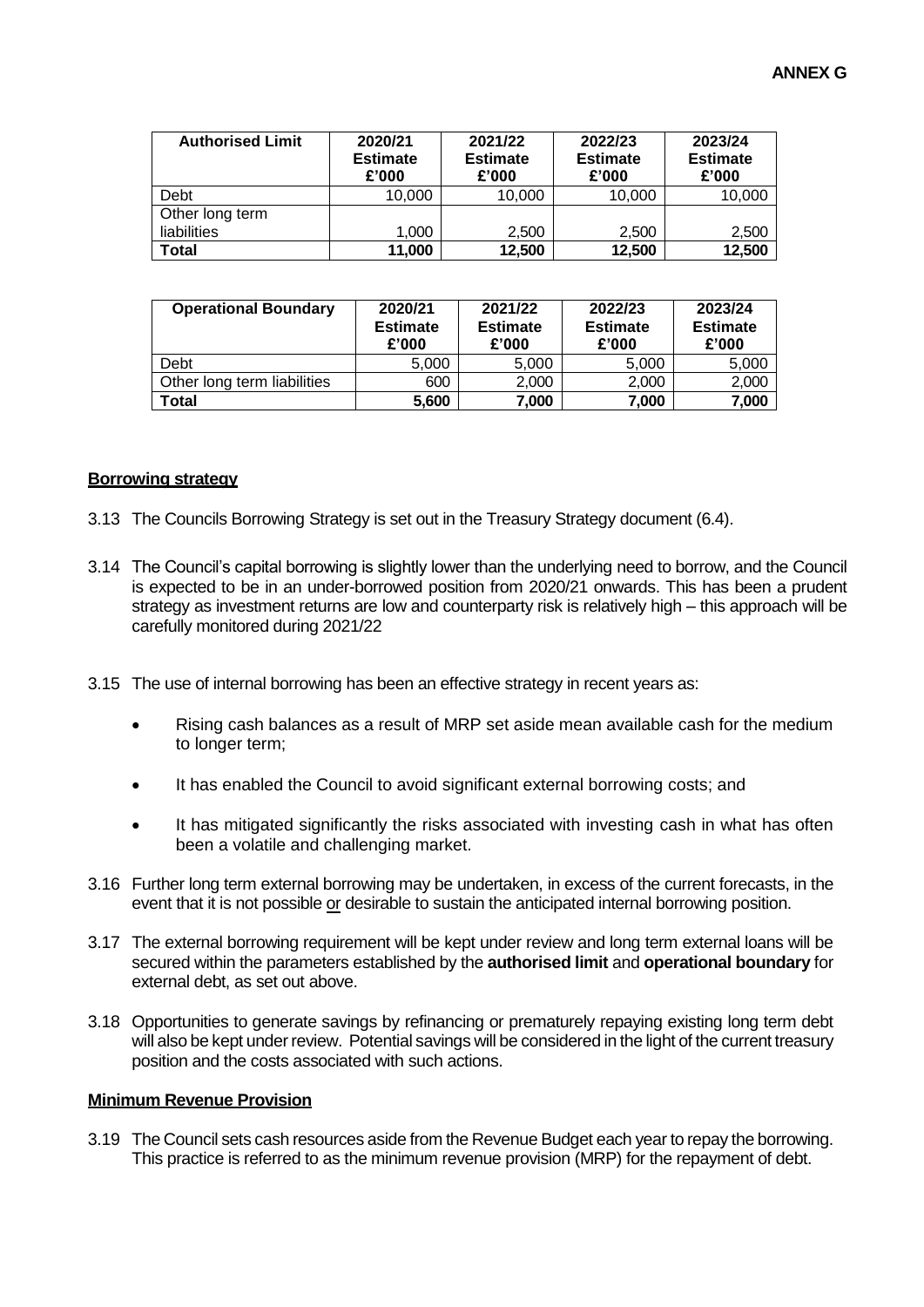**ANNEX G**

| Authorised Limit | 2020/21 Estimate £'000 | 2021/22 Estimate £'000 | 2022/23 Estimate £'000 | 2023/24 Estimate £'000 |
|---|---|---|---|---|
| Debt | 10,000 | 10,000 | 10,000 | 10,000 |
| Other long term liabilities | 1,000 | 2,500 | 2,500 | 2,500 |
| **Total** | **11,000** | **12,500** | **12,500** | **12,500** |

| Operational Boundary | 2020/21 Estimate £'000 | 2021/22 Estimate £'000 | 2022/23 Estimate £'000 | 2023/24 Estimate £'000 |
|---|---|---|---|---|
| Debt | 5,000 | 5,000 | 5,000 | 5,000 |
| Other long term liabilities | 600 | 2,000 | 2,000 | 2,000 |
| **Total** | **5,600** | **7,000** | **7,000** | **7,000** |

**Borrowing strategy**

3.13 The Councils Borrowing Strategy is set out in the Treasury Strategy document (6.4).

3.14 The Council's capital borrowing is slightly lower than the underlying need to borrow, and the Council is expected to be in an under-borrowed position from 2020/21 onwards. This has been a prudent strategy as investment returns are low and counterparty risk is relatively high – this approach will be carefully monitored during 2021/22

3.15 The use of internal borrowing has been an effective strategy in recent years as:

- Rising cash balances as a result of MRP set aside mean available cash for the medium to longer term;
- It has enabled the Council to avoid significant external borrowing costs; and
- It has mitigated significantly the risks associated with investing cash in what has often been a volatile and challenging market.

3.16 Further long term external borrowing may be undertaken, in excess of the current forecasts, in the event that it is not possible or desirable to sustain the anticipated internal borrowing position.

3.17 The external borrowing requirement will be kept under review and long term external loans will be secured within the parameters established by the **authorised limit** and **operational boundary** for external debt, as set out above.

3.18 Opportunities to generate savings by refinancing or prematurely repaying existing long term debt will also be kept under review. Potential savings will be considered in the light of the current treasury position and the costs associated with such actions.

**Minimum Revenue Provision**

3.19 The Council sets cash resources aside from the Revenue Budget each year to repay the borrowing. This practice is referred to as the minimum revenue provision (MRP) for the repayment of debt.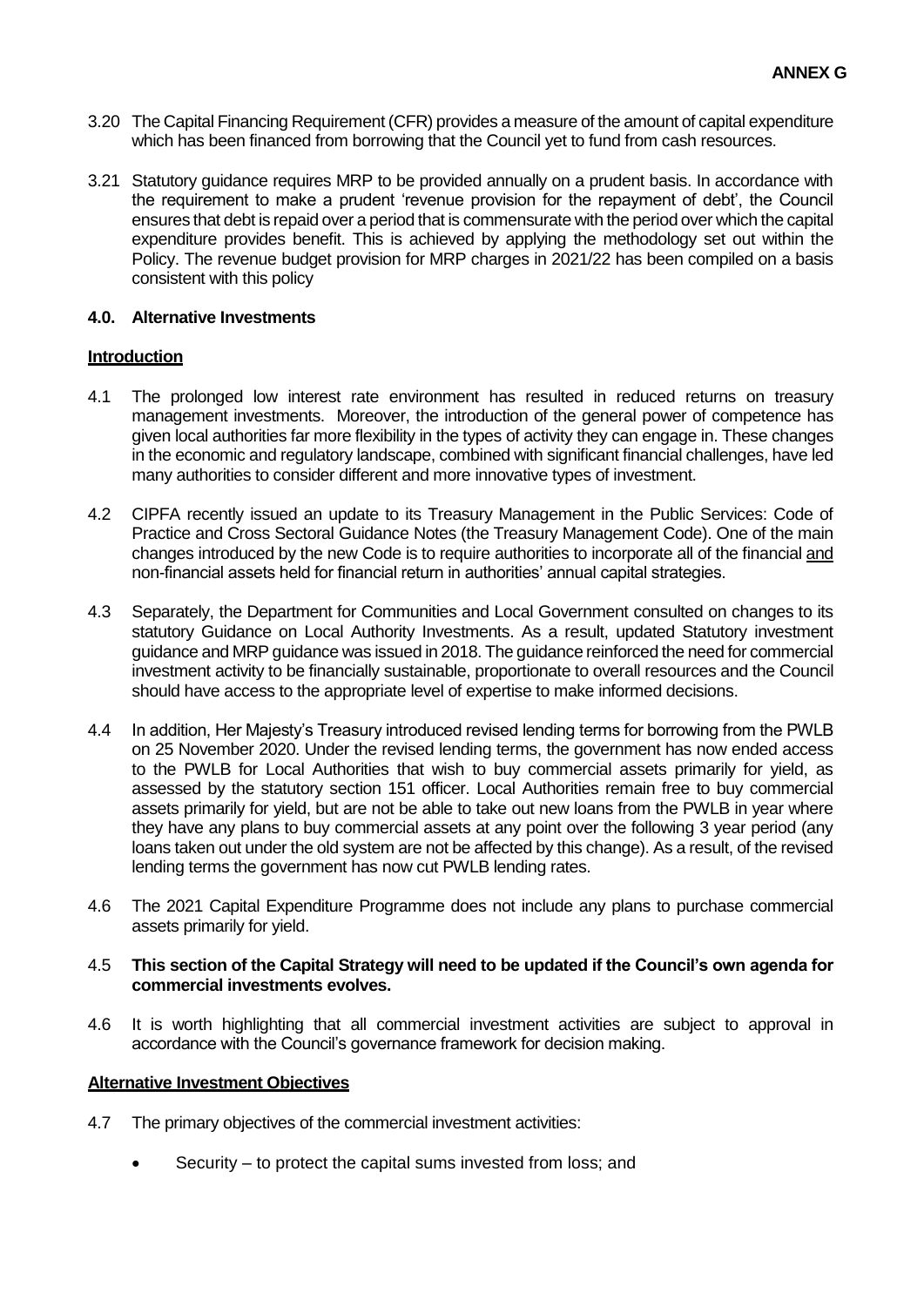**ANNEX G**

3.20 The Capital Financing Requirement (CFR) provides a measure of the amount of capital expenditure which has been financed from borrowing that the Council yet to fund from cash resources.

3.21 Statutory guidance requires MRP to be provided annually on a prudent basis. In accordance with the requirement to make a prudent 'revenue provision for the repayment of debt', the Council ensures that debt is repaid over a period that is commensurate with the period over which the capital expenditure provides benefit. This is achieved by applying the methodology set out within the Policy. The revenue budget provision for MRP charges in 2021/22 has been compiled on a basis consistent with this policy

## 4.0. Alternative Investments

### Introduction

4.1 The prolonged low interest rate environment has resulted in reduced returns on treasury management investments. Moreover, the introduction of the general power of competence has given local authorities far more flexibility in the types of activity they can engage in. These changes in the economic and regulatory landscape, combined with significant financial challenges, have led many authorities to consider different and more innovative types of investment.

4.2 CIPFA recently issued an update to its Treasury Management in the Public Services: Code of Practice and Cross Sectoral Guidance Notes (the Treasury Management Code). One of the main changes introduced by the new Code is to require authorities to incorporate all of the financial and non-financial assets held for financial return in authorities' annual capital strategies.

4.3 Separately, the Department for Communities and Local Government consulted on changes to its statutory Guidance on Local Authority Investments. As a result, updated Statutory investment guidance and MRP guidance was issued in 2018. The guidance reinforced the need for commercial investment activity to be financially sustainable, proportionate to overall resources and the Council should have access to the appropriate level of expertise to make informed decisions.

4.4 In addition, Her Majesty's Treasury introduced revised lending terms for borrowing from the PWLB on 25 November 2020. Under the revised lending terms, the government has now ended access to the PWLB for Local Authorities that wish to buy commercial assets primarily for yield, as assessed by the statutory section 151 officer. Local Authorities remain free to buy commercial assets primarily for yield, but are not be able to take out new loans from the PWLB in year where they have any plans to buy commercial assets at any point over the following 3 year period (any loans taken out under the old system are not be affected by this change). As a result, of the revised lending terms the government has now cut PWLB lending rates.

4.6 The 2021 Capital Expenditure Programme does not include any plans to purchase commercial assets primarily for yield.

4.5 **This section of the Capital Strategy will need to be updated if the Council's own agenda for commercial investments evolves.**

4.6 It is worth highlighting that all commercial investment activities are subject to approval in accordance with the Council's governance framework for decision making.

### Alternative Investment Objectives

4.7 The primary objectives of the commercial investment activities:

- Security – to protect the capital sums invested from loss; and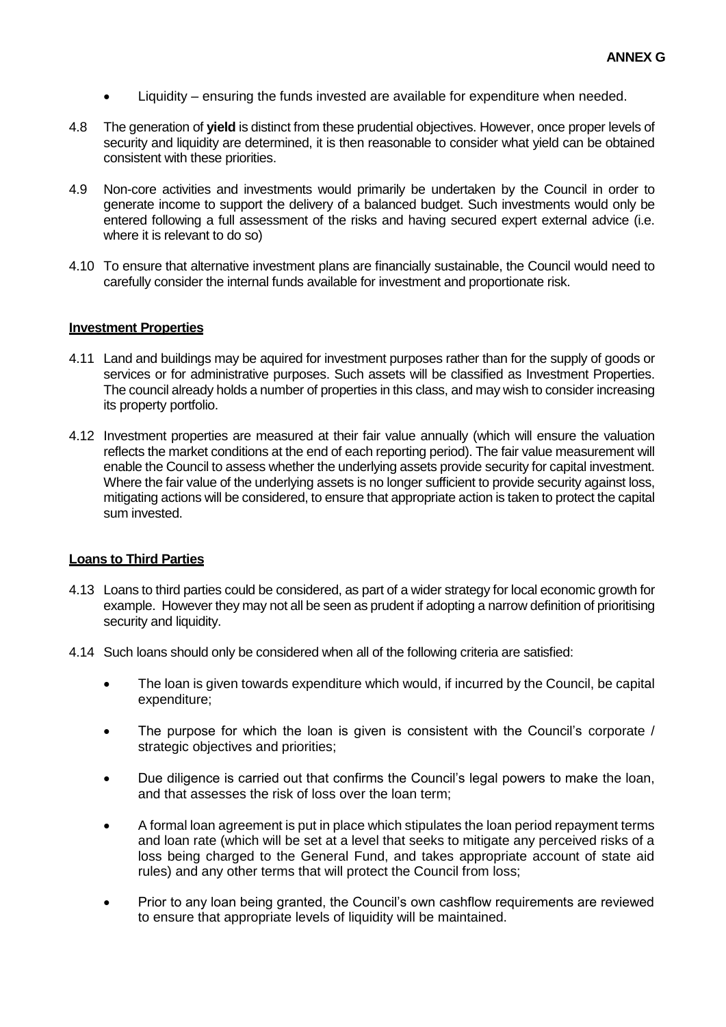- Liquidity – ensuring the funds invested are available for expenditure when needed.

4.8 The generation of **yield** is distinct from these prudential objectives. However, once proper levels of security and liquidity are determined, it is then reasonable to consider what yield can be obtained consistent with these priorities.

4.9 Non-core activities and investments would primarily be undertaken by the Council in order to generate income to support the delivery of a balanced budget. Such investments would only be entered following a full assessment of the risks and having secured expert external advice (i.e. where it is relevant to do so)

4.10 To ensure that alternative investment plans are financially sustainable, the Council would need to carefully consider the internal funds available for investment and proportionate risk.

**Investment Properties**

4.11 Land and buildings may be aquired for investment purposes rather than for the supply of goods or services or for administrative purposes. Such assets will be classified as Investment Properties. The council already holds a number of properties in this class, and may wish to consider increasing its property portfolio.

4.12 Investment properties are measured at their fair value annually (which will ensure the valuation reflects the market conditions at the end of each reporting period). The fair value measurement will enable the Council to assess whether the underlying assets provide security for capital investment. Where the fair value of the underlying assets is no longer sufficient to provide security against loss, mitigating actions will be considered, to ensure that appropriate action is taken to protect the capital sum invested.

**Loans to Third Parties**

4.13 Loans to third parties could be considered, as part of a wider strategy for local economic growth for example. However they may not all be seen as prudent if adopting a narrow definition of prioritising security and liquidity.

4.14 Such loans should only be considered when all of the following criteria are satisfied:

- The loan is given towards expenditure which would, if incurred by the Council, be capital expenditure;
- The purpose for which the loan is given is consistent with the Council's corporate / strategic objectives and priorities;
- Due diligence is carried out that confirms the Council's legal powers to make the loan, and that assesses the risk of loss over the loan term;
- A formal loan agreement is put in place which stipulates the loan period repayment terms and loan rate (which will be set at a level that seeks to mitigate any perceived risks of a loss being charged to the General Fund, and takes appropriate account of state aid rules) and any other terms that will protect the Council from loss;
- Prior to any loan being granted, the Council's own cashflow requirements are reviewed to ensure that appropriate levels of liquidity will be maintained.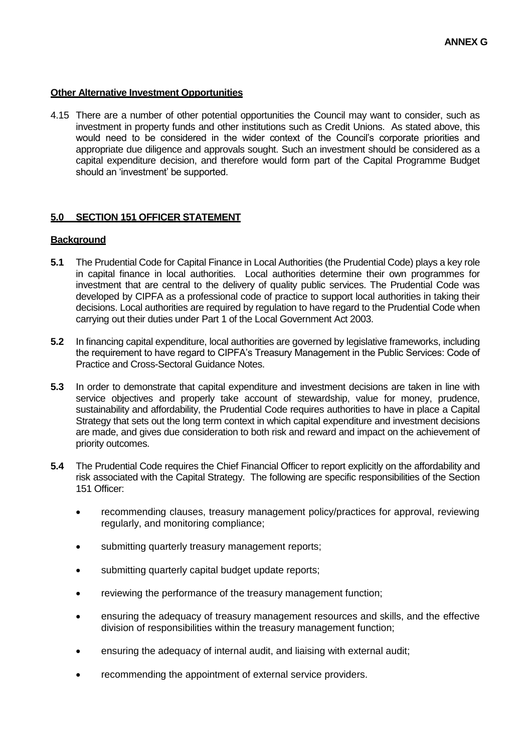**ANNEX G**

**Other Alternative Investment Opportunities**

4.15 There are a number of other potential opportunities the Council may want to consider, such as investment in property funds and other institutions such as Credit Unions. As stated above, this would need to be considered in the wider context of the Council's corporate priorities and appropriate due diligence and approvals sought. Such an investment should be considered as a capital expenditure decision, and therefore would form part of the Capital Programme Budget should an 'investment' be supported.

## 5.0 SECTION 151 OFFICER STATEMENT

**Background**

**5.1** The Prudential Code for Capital Finance in Local Authorities (the Prudential Code) plays a key role in capital finance in local authorities. Local authorities determine their own programmes for investment that are central to the delivery of quality public services. The Prudential Code was developed by CIPFA as a professional code of practice to support local authorities in taking their decisions. Local authorities are required by regulation to have regard to the Prudential Code when carrying out their duties under Part 1 of the Local Government Act 2003.

**5.2** In financing capital expenditure, local authorities are governed by legislative frameworks, including the requirement to have regard to CIPFA's Treasury Management in the Public Services: Code of Practice and Cross-Sectoral Guidance Notes.

**5.3** In order to demonstrate that capital expenditure and investment decisions are taken in line with service objectives and properly take account of stewardship, value for money, prudence, sustainability and affordability, the Prudential Code requires authorities to have in place a Capital Strategy that sets out the long term context in which capital expenditure and investment decisions are made, and gives due consideration to both risk and reward and impact on the achievement of priority outcomes.

**5.4** The Prudential Code requires the Chief Financial Officer to report explicitly on the affordability and risk associated with the Capital Strategy. The following are specific responsibilities of the Section 151 Officer:

- recommending clauses, treasury management policy/practices for approval, reviewing regularly, and monitoring compliance;
- submitting quarterly treasury management reports;
- submitting quarterly capital budget update reports;
- reviewing the performance of the treasury management function;
- ensuring the adequacy of treasury management resources and skills, and the effective division of responsibilities within the treasury management function;
- ensuring the adequacy of internal audit, and liaising with external audit;
- recommending the appointment of external service providers.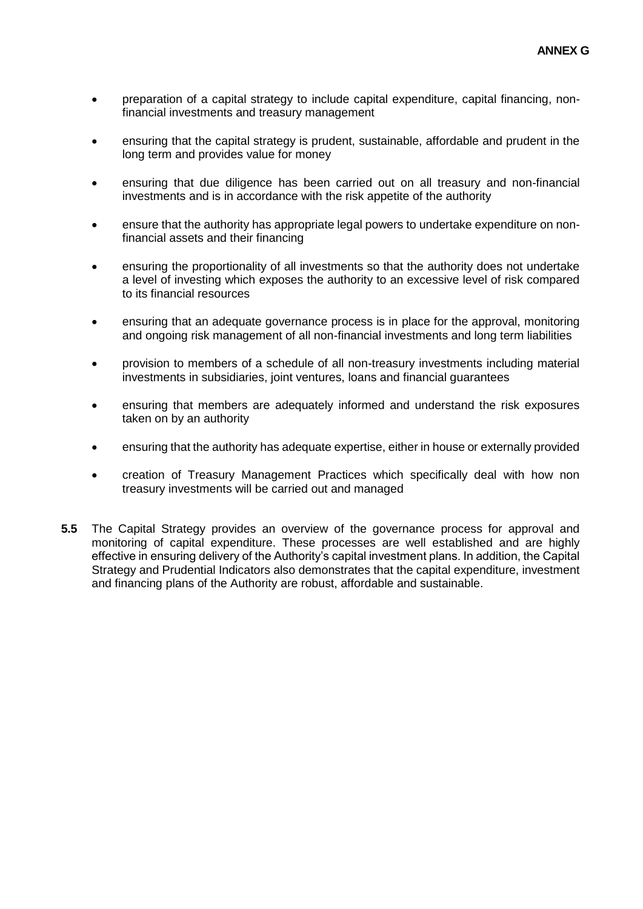- preparation of a capital strategy to include capital expenditure, capital financing, non-financial investments and treasury management
- ensuring that the capital strategy is prudent, sustainable, affordable and prudent in the long term and provides value for money
- ensuring that due diligence has been carried out on all treasury and non-financial investments and is in accordance with the risk appetite of the authority
- ensure that the authority has appropriate legal powers to undertake expenditure on non-financial assets and their financing
- ensuring the proportionality of all investments so that the authority does not undertake a level of investing which exposes the authority to an excessive level of risk compared to its financial resources
- ensuring that an adequate governance process is in place for the approval, monitoring and ongoing risk management of all non-financial investments and long term liabilities
- provision to members of a schedule of all non-treasury investments including material investments in subsidiaries, joint ventures, loans and financial guarantees
- ensuring that members are adequately informed and understand the risk exposures taken on by an authority
- ensuring that the authority has adequate expertise, either in house or externally provided
- creation of Treasury Management Practices which specifically deal with how non treasury investments will be carried out and managed

**5.5** The Capital Strategy provides an overview of the governance process for approval and monitoring of capital expenditure. These processes are well established and are highly effective in ensuring delivery of the Authority's capital investment plans. In addition, the Capital Strategy and Prudential Indicators also demonstrates that the capital expenditure, investment and financing plans of the Authority are robust, affordable and sustainable.